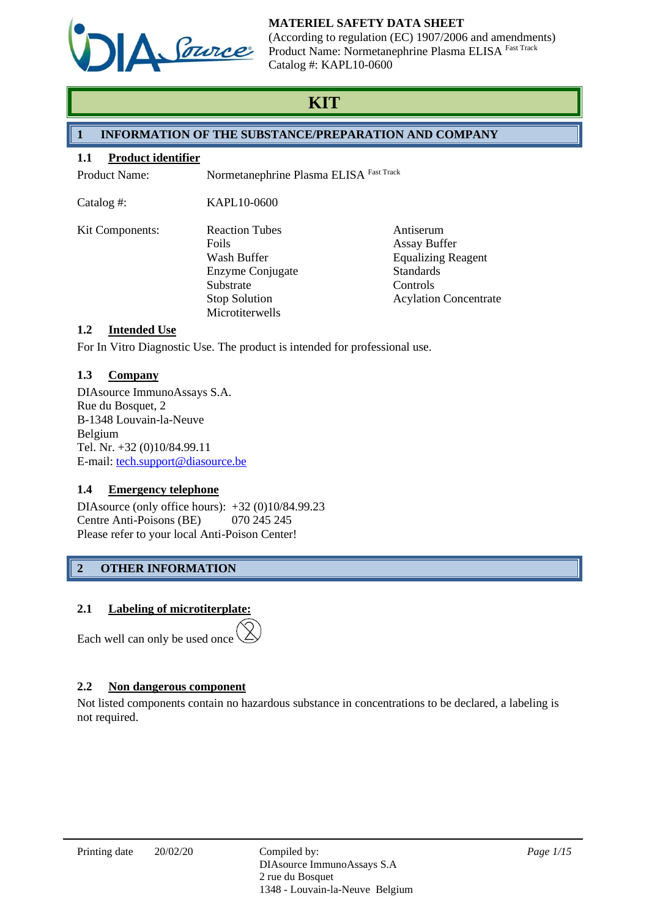**MATERIEL SAFETY DATA SHEET**
(According to regulation (EC) 1907/2006 and amendments)
Product Name: Normetanephrine Plasma ELISA [Fast Track]
Catalog #: KAPL10-0600

# KIT

## 1 INFORMATION OF THE SUBSTANCE/PREPARATION AND COMPANY

### 1.1 Product identifier

Product Name: Normetanephrine Plasma ELISA [Fast Track]

Catalog #: KAPL10-0600

Kit Components:

- Reaction Tubes
- Foils
- Wash Buffer
- Enzyme Conjugate
- Substrate
- Stop Solution
- Microtiterwells
- Antiserum
- Assay Buffer
- Equalizing Reagent
- Standards
- Controls
- Acylation Concentrate

### 1.2 Intended Use

For In Vitro Diagnostic Use. The product is intended for professional use.

### 1.3 Company

DIAsource ImmunoAssays S.A.
Rue du Bosquet, 2
B-1348 Louvain-la-Neuve
Belgium
Tel. Nr. +32 (0)10/84.99.11
E-mail: tech.support@diasource.be

### 1.4 Emergency telephone

DIAsource (only office hours): +32 (0)10/84.99.23
Centre Anti-Poisons (BE) 070 245 245
Please refer to your local Anti-Poison Center!

## 2 OTHER INFORMATION

### 2.1 Labeling of microtiterplate:

Each well can only be used once

### 2.2 Non dangerous component

Not listed components contain no hazardous substance in concentrations to be declared, a labeling is not required.

Printing date 20/02/20

Compiled by:
DIAsource ImmunoAssays S.A
2 rue du Bosquet
1348 - Louvain-la-Neuve Belgium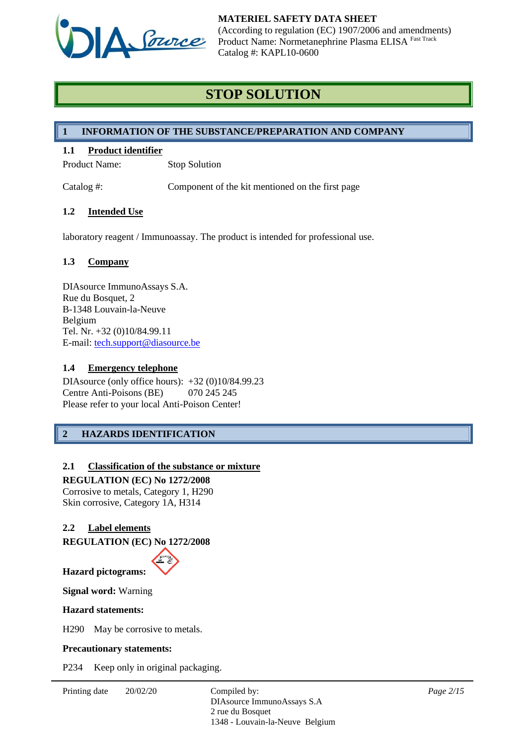# STOP SOLUTION

## 1 INFORMATION OF THE SUBSTANCE/PREPARATION AND COMPANY

### 1.1 Product identifier

Product Name: Stop Solution

Catalog #: Component of the kit mentioned on the first page

### 1.2 Intended Use

laboratory reagent / Immunoassay. The product is intended for professional use.

### 1.3 Company

DIAsource ImmunoAssays S.A.
Rue du Bosquet, 2
B-1348 Louvain-la-Neuve
Belgium
Tel. Nr. +32 (0)10/84.99.11
E-mail: tech.support@diasource.be

### 1.4 Emergency telephone

DIAsource (only office hours): +32 (0)10/84.99.23
Centre Anti-Poisons (BE) 070 245 245
Please refer to your local Anti-Poison Center!

## 2 HAZARDS IDENTIFICATION

### 2.1 Classification of the substance or mixture

**REGULATION (EC) No 1272/2008**
Corrosive to metals, Category 1, H290
Skin corrosive, Category 1A, H314

### 2.2 Label elements

**REGULATION (EC) No 1272/2008**

**Hazard pictograms:**

**Signal word:** Warning

**Hazard statements:**

H290 May be corrosive to metals.

**Precautionary statements:**

P234 Keep only in original packaging.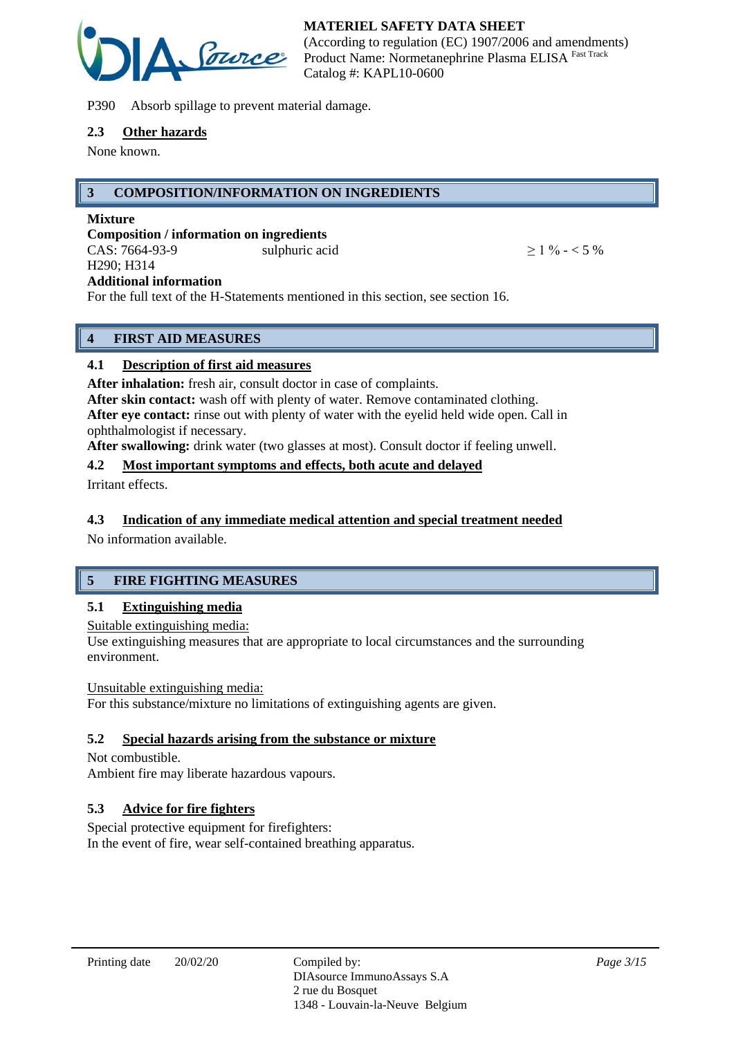P390  Absorb spillage to prevent material damage.

### 2.3 Other hazards

None known.

## 3 COMPOSITION/INFORMATION ON INGREDIENTS

**Mixture**

**Composition / information on ingredients**

CAS: 7664-93-9  sulphuric acid  ≥ 1 % - < 5 %

H290; H314

**Additional information**

For the full text of the H-Statements mentioned in this section, see section 16.

## 4 FIRST AID MEASURES

### 4.1 Description of first aid measures

**After inhalation:** fresh air, consult doctor in case of complaints.

**After skin contact:** wash off with plenty of water. Remove contaminated clothing.

**After eye contact:** rinse out with plenty of water with the eyelid held wide open. Call in ophthalmologist if necessary.

**After swallowing:** drink water (two glasses at most). Consult doctor if feeling unwell.

### 4.2 Most important symptoms and effects, both acute and delayed

Irritant effects.

### 4.3 Indication of any immediate medical attention and special treatment needed

No information available.

## 5 FIRE FIGHTING MEASURES

### 5.1 Extinguishing media

Suitable extinguishing media:

Use extinguishing measures that are appropriate to local circumstances and the surrounding environment.

Unsuitable extinguishing media:

For this substance/mixture no limitations of extinguishing agents are given.

### 5.2 Special hazards arising from the substance or mixture

Not combustible.

Ambient fire may liberate hazardous vapours.

### 5.3 Advice for fire fighters

Special protective equipment for firefighters:

In the event of fire, wear self-contained breathing apparatus.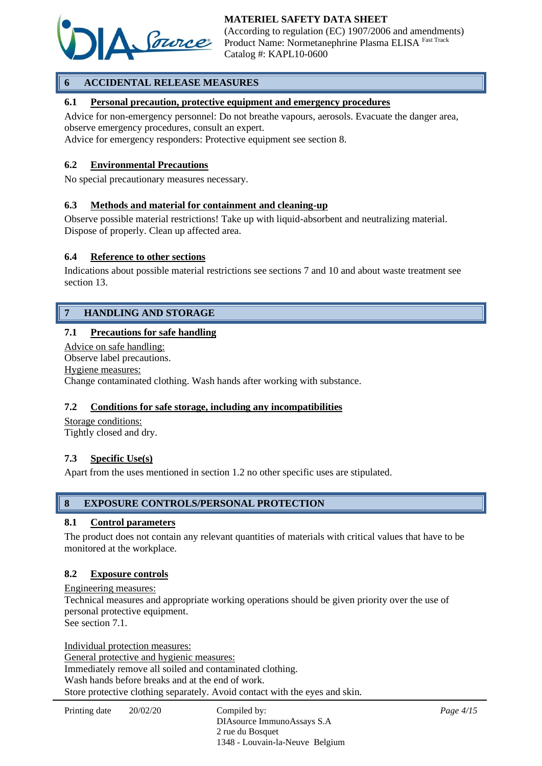## 6 ACCIDENTAL RELEASE MEASURES

### 6.1 Personal precaution, protective equipment and emergency procedures

Advice for non-emergency personnel: Do not breathe vapours, aerosols. Evacuate the danger area, observe emergency procedures, consult an expert.
Advice for emergency responders: Protective equipment see section 8.

### 6.2 Environmental Precautions

No special precautionary measures necessary.

### 6.3 Methods and material for containment and cleaning-up

Observe possible material restrictions! Take up with liquid-absorbent and neutralizing material. Dispose of properly. Clean up affected area.

### 6.4 Reference to other sections

Indications about possible material restrictions see sections 7 and 10 and about waste treatment see section 13.

## 7 HANDLING AND STORAGE

### 7.1 Precautions for safe handling

Advice on safe handling:
Observe label precautions.
Hygiene measures:
Change contaminated clothing. Wash hands after working with substance.

### 7.2 Conditions for safe storage, including any incompatibilities

Storage conditions:
Tightly closed and dry.

### 7.3 Specific Use(s)

Apart from the uses mentioned in section 1.2 no other specific uses are stipulated.

## 8 EXPOSURE CONTROLS/PERSONAL PROTECTION

### 8.1 Control parameters

The product does not contain any relevant quantities of materials with critical values that have to be monitored at the workplace.

### 8.2 Exposure controls

Engineering measures:
Technical measures and appropriate working operations should be given priority over the use of personal protective equipment.
See section 7.1.

Individual protection measures:
General protective and hygienic measures:
Immediately remove all soiled and contaminated clothing.
Wash hands before breaks and at the end of work.
Store protective clothing separately. Avoid contact with the eyes and skin.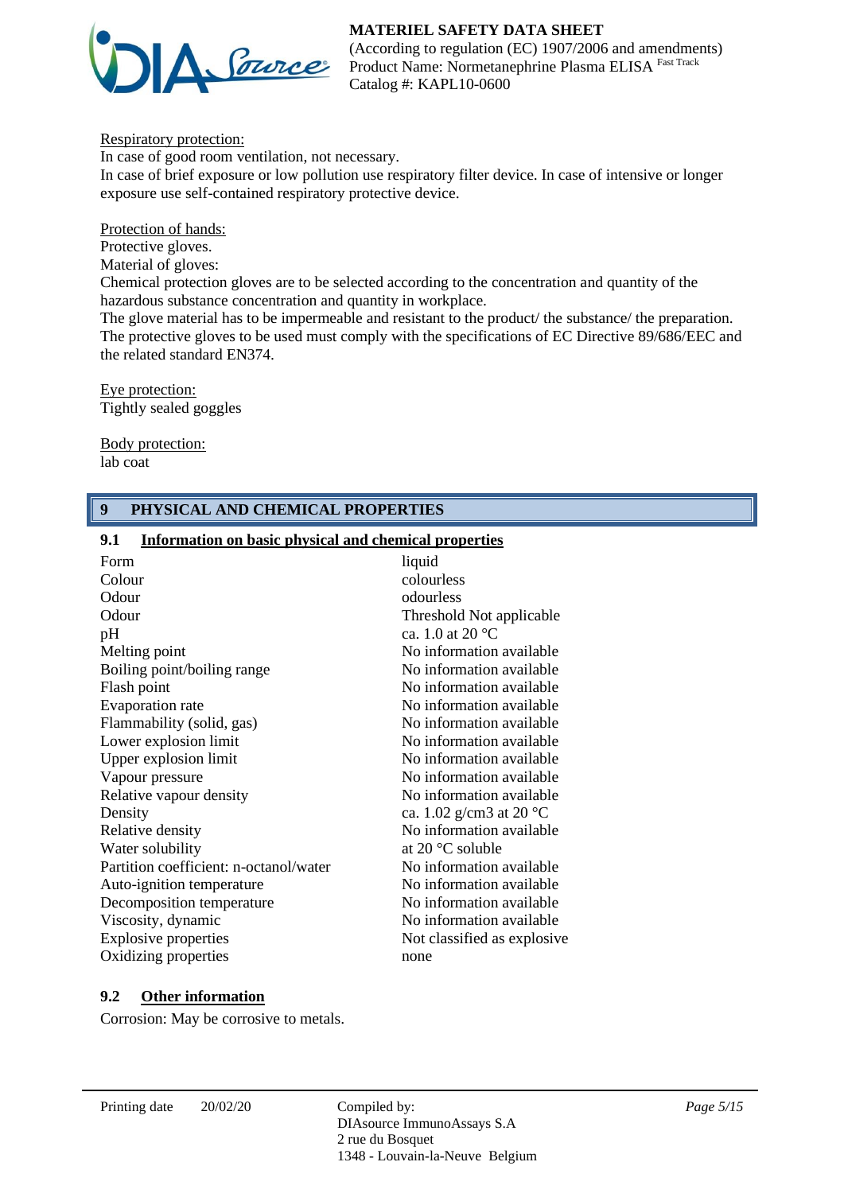Respiratory protection:
In case of good room ventilation, not necessary.
In case of brief exposure or low pollution use respiratory filter device. In case of intensive or longer exposure use self-contained respiratory protective device.

Protection of hands:
Protective gloves.
Material of gloves:
Chemical protection gloves are to be selected according to the concentration and quantity of the hazardous substance concentration and quantity in workplace.
The glove material has to be impermeable and resistant to the product/ the substance/ the preparation.
The protective gloves to be used must comply with the specifications of EC Directive 89/686/EEC and the related standard EN374.

Eye protection:
Tightly sealed goggles

Body protection:
lab coat

## 9 PHYSICAL AND CHEMICAL PROPERTIES

### 9.1 Information on basic physical and chemical properties

| | |
|---|---|
| Form | liquid |
| Colour | colourless |
| Odour | odourless |
| Odour | Threshold Not applicable |
| pH | ca. 1.0 at 20 °C |
| Melting point | No information available |
| Boiling point/boiling range | No information available |
| Flash point | No information available |
| Evaporation rate | No information available |
| Flammability (solid, gas) | No information available |
| Lower explosion limit | No information available |
| Upper explosion limit | No information available |
| Vapour pressure | No information available |
| Relative vapour density | No information available |
| Density | ca. 1.02 g/cm3 at 20 °C |
| Relative density | No information available |
| Water solubility | at 20 °C soluble |
| Partition coefficient: n-octanol/water | No information available |
| Auto-ignition temperature | No information available |
| Decomposition temperature | No information available |
| Viscosity, dynamic | No information available |
| Explosive properties | Not classified as explosive |
| Oxidizing properties | none |

### 9.2 Other information

Corrosion: May be corrosive to metals.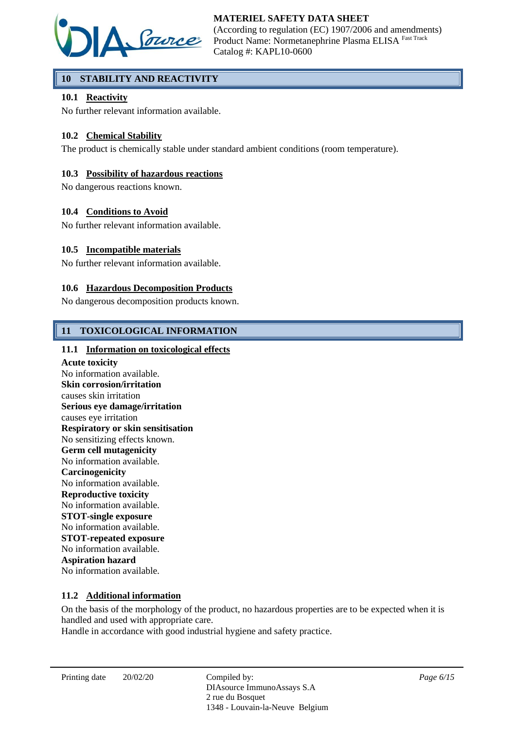## 10 STABILITY AND REACTIVITY

### 10.1 Reactivity

No further relevant information available.

### 10.2 Chemical Stability

The product is chemically stable under standard ambient conditions (room temperature).

### 10.3 Possibility of hazardous reactions

No dangerous reactions known.

### 10.4 Conditions to Avoid

No further relevant information available.

### 10.5 Incompatible materials

No further relevant information available.

### 10.6 Hazardous Decomposition Products

No dangerous decomposition products known.

## 11 TOXICOLOGICAL INFORMATION

### 11.1 Information on toxicological effects

**Acute toxicity**
No information available.
**Skin corrosion/irritation**
causes skin irritation
**Serious eye damage/irritation**
causes eye irritation
**Respiratory or skin sensitisation**
No sensitizing effects known.
**Germ cell mutagenicity**
No information available.
**Carcinogenicity**
No information available.
**Reproductive toxicity**
No information available.
**STOT-single exposure**
No information available.
**STOT-repeated exposure**
No information available.
**Aspiration hazard**
No information available.

### 11.2 Additional information

On the basis of the morphology of the product, no hazardous properties are to be expected when it is handled and used with appropriate care.
Handle in accordance with good industrial hygiene and safety practice.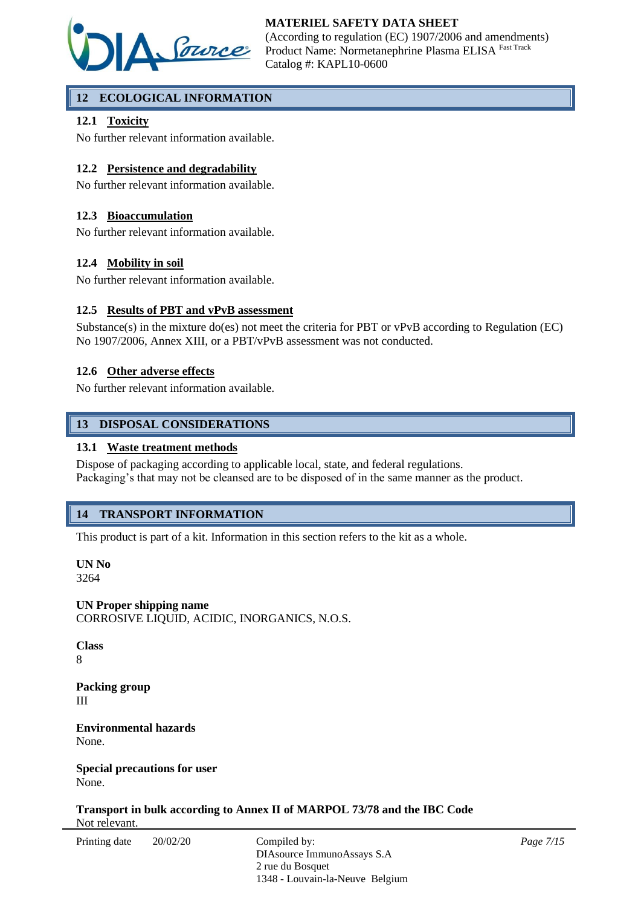## 12 ECOLOGICAL INFORMATION

### 12.1 Toxicity

No further relevant information available.

### 12.2 Persistence and degradability

No further relevant information available.

### 12.3 Bioaccumulation

No further relevant information available.

### 12.4 Mobility in soil

No further relevant information available.

### 12.5 Results of PBT and vPvB assessment

Substance(s) in the mixture do(es) not meet the criteria for PBT or vPvB according to Regulation (EC) No 1907/2006, Annex XIII, or a PBT/vPvB assessment was not conducted.

### 12.6 Other adverse effects

No further relevant information available.

## 13 DISPOSAL CONSIDERATIONS

### 13.1 Waste treatment methods

Dispose of packaging according to applicable local, state, and federal regulations.
Packaging's that may not be cleansed are to be disposed of in the same manner as the product.

## 14 TRANSPORT INFORMATION

This product is part of a kit. Information in this section refers to the kit as a whole.

**UN No**
3264

**UN Proper shipping name**
CORROSIVE LIQUID, ACIDIC, INORGANICS, N.O.S.

**Class**
8

**Packing group**
III

**Environmental hazards**
None.

**Special precautions for user**
None.

**Transport in bulk according to Annex II of MARPOL 73/78 and the IBC Code**
Not relevant.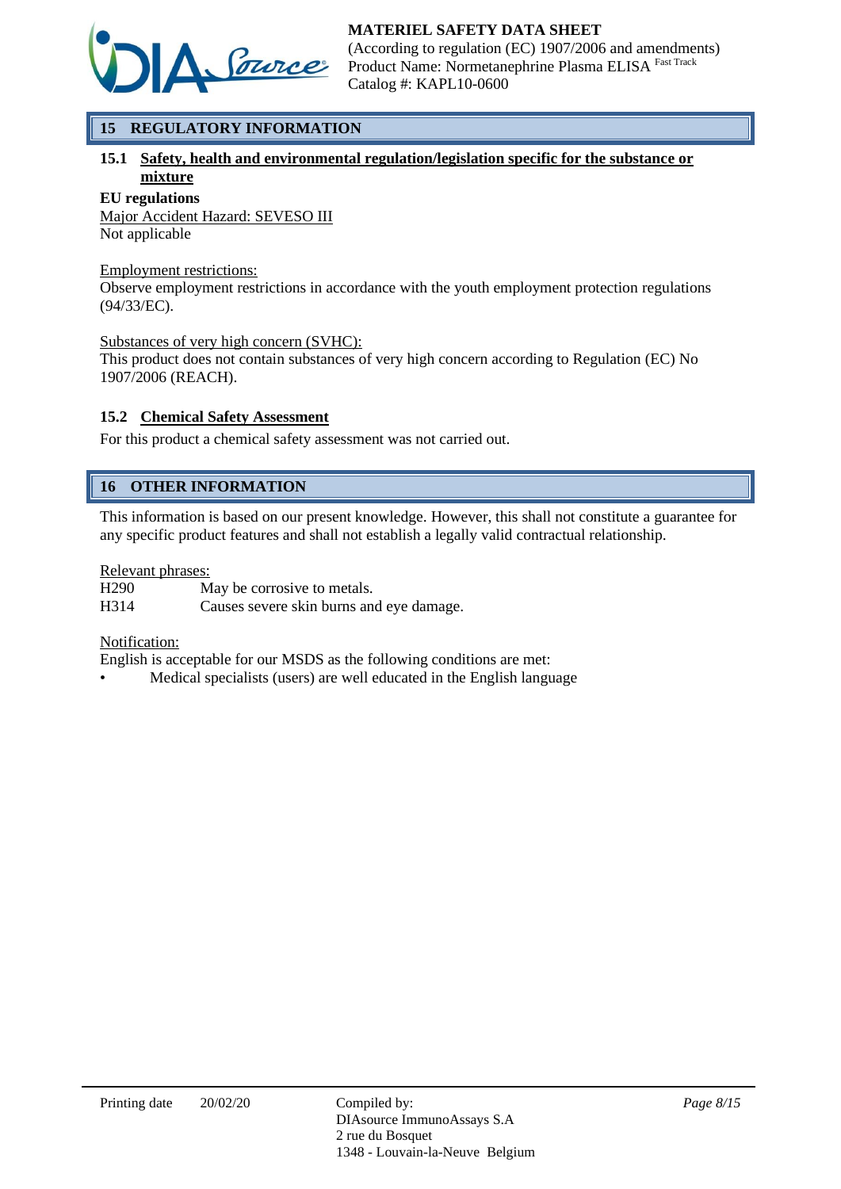## 15 REGULATORY INFORMATION

### 15.1 Safety, health and environmental regulation/legislation specific for the substance or mixture

**EU regulations**

Major Accident Hazard: SEVESO III

Not applicable

Employment restrictions:

Observe employment restrictions in accordance with the youth employment protection regulations (94/33/EC).

Substances of very high concern (SVHC):

This product does not contain substances of very high concern according to Regulation (EC) No 1907/2006 (REACH).

### 15.2 Chemical Safety Assessment

For this product a chemical safety assessment was not carried out.

## 16 OTHER INFORMATION

This information is based on our present knowledge. However, this shall not constitute a guarantee for any specific product features and shall not establish a legally valid contractual relationship.

Relevant phrases:

H290 May be corrosive to metals.
H314 Causes severe skin burns and eye damage.

Notification:

English is acceptable for our MSDS as the following conditions are met:

- Medical specialists (users) are well educated in the English language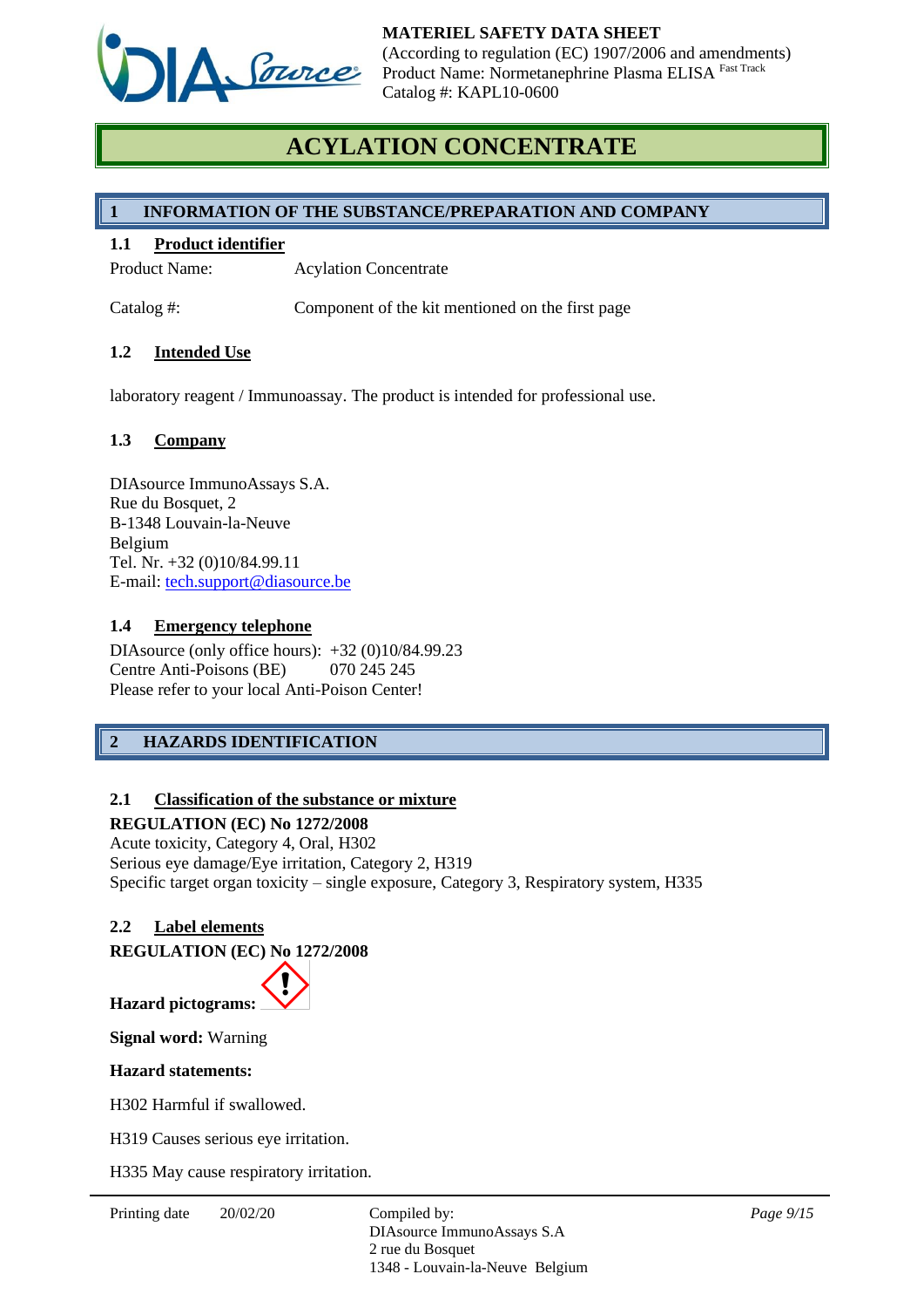# ACYLATION CONCENTRATE

## 1 INFORMATION OF THE SUBSTANCE/PREPARATION AND COMPANY

### 1.1 Product identifier

Product Name: Acylation Concentrate

Catalog #: Component of the kit mentioned on the first page

### 1.2 Intended Use

laboratory reagent / Immunoassay. The product is intended for professional use.

### 1.3 Company

DIAsource ImmunoAssays S.A.
Rue du Bosquet, 2
B-1348 Louvain-la-Neuve
Belgium
Tel. Nr. +32 (0)10/84.99.11
E-mail: tech.support@diasource.be

### 1.4 Emergency telephone

DIAsource (only office hours): +32 (0)10/84.99.23
Centre Anti-Poisons (BE) 070 245 245
Please refer to your local Anti-Poison Center!

## 2 HAZARDS IDENTIFICATION

### 2.1 Classification of the substance or mixture

**REGULATION (EC) No 1272/2008**
Acute toxicity, Category 4, Oral, H302
Serious eye damage/Eye irritation, Category 2, H319
Specific target organ toxicity – single exposure, Category 3, Respiratory system, H335

### 2.2 Label elements

**REGULATION (EC) No 1272/2008**

**Hazard pictograms:**

**Signal word:** Warning

**Hazard statements:**

H302 Harmful if swallowed.

H319 Causes serious eye irritation.

H335 May cause respiratory irritation.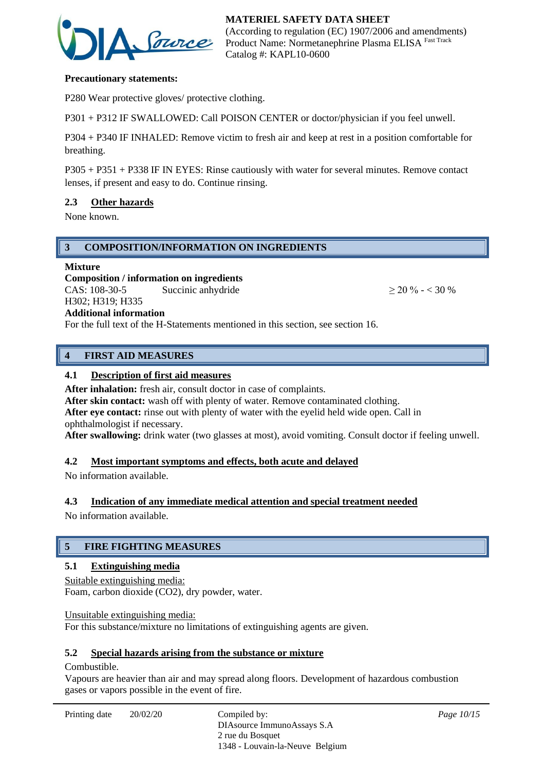**Precautionary statements:**

P280 Wear protective gloves/ protective clothing.

P301 + P312 IF SWALLOWED: Call POISON CENTER or doctor/physician if you feel unwell.

P304 + P340 IF INHALED: Remove victim to fresh air and keep at rest in a position comfortable for breathing.

P305 + P351 + P338 IF IN EYES: Rinse cautiously with water for several minutes. Remove contact lenses, if present and easy to do. Continue rinsing.

### 2.3 Other hazards

None known.

## 3 COMPOSITION/INFORMATION ON INGREDIENTS

**Mixture**

**Composition / information on ingredients**

| CAS: 108-30-5 | Succinic anhydride | ≥ 20 % - < 30 % |
|---|---|---|
| H302; H319; H335 | | |

**Additional information**

For the full text of the H-Statements mentioned in this section, see section 16.

## 4 FIRST AID MEASURES

### 4.1 Description of first aid measures

**After inhalation:** fresh air, consult doctor in case of complaints.
**After skin contact:** wash off with plenty of water. Remove contaminated clothing.
**After eye contact:** rinse out with plenty of water with the eyelid held wide open. Call in ophthalmologist if necessary.
**After swallowing:** drink water (two glasses at most), avoid vomiting. Consult doctor if feeling unwell.

### 4.2 Most important symptoms and effects, both acute and delayed

No information available.

### 4.3 Indication of any immediate medical attention and special treatment needed

No information available.

## 5 FIRE FIGHTING MEASURES

### 5.1 Extinguishing media

Suitable extinguishing media:
Foam, carbon dioxide ($CO_2$), dry powder, water.

Unsuitable extinguishing media:
For this substance/mixture no limitations of extinguishing agents are given.

### 5.2 Special hazards arising from the substance or mixture

Combustible.
Vapours are heavier than air and may spread along floors. Development of hazardous combustion gases or vapors possible in the event of fire.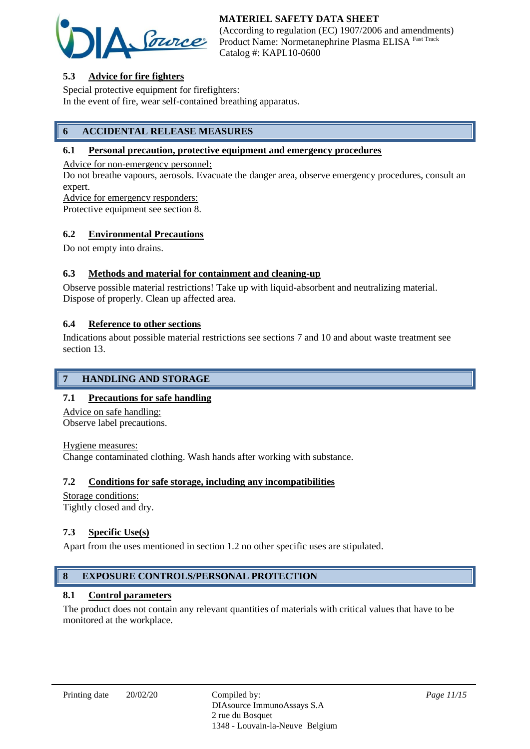### 5.3 Advice for fire fighters

Special protective equipment for firefighters:
In the event of fire, wear self-contained breathing apparatus.

## 6 ACCIDENTAL RELEASE MEASURES

### 6.1 Personal precaution, protective equipment and emergency procedures

Advice for non-emergency personnel:
Do not breathe vapours, aerosols. Evacuate the danger area, observe emergency procedures, consult an expert.
Advice for emergency responders:
Protective equipment see section 8.

### 6.2 Environmental Precautions

Do not empty into drains.

### 6.3 Methods and material for containment and cleaning-up

Observe possible material restrictions! Take up with liquid-absorbent and neutralizing material. Dispose of properly. Clean up affected area.

### 6.4 Reference to other sections

Indications about possible material restrictions see sections 7 and 10 and about waste treatment see section 13.

## 7 HANDLING AND STORAGE

### 7.1 Precautions for safe handling

Advice on safe handling:
Observe label precautions.

Hygiene measures:
Change contaminated clothing. Wash hands after working with substance.

### 7.2 Conditions for safe storage, including any incompatibilities

Storage conditions:
Tightly closed and dry.

### 7.3 Specific Use(s)

Apart from the uses mentioned in section 1.2 no other specific uses are stipulated.

## 8 EXPOSURE CONTROLS/PERSONAL PROTECTION

### 8.1 Control parameters

The product does not contain any relevant quantities of materials with critical values that have to be monitored at the workplace.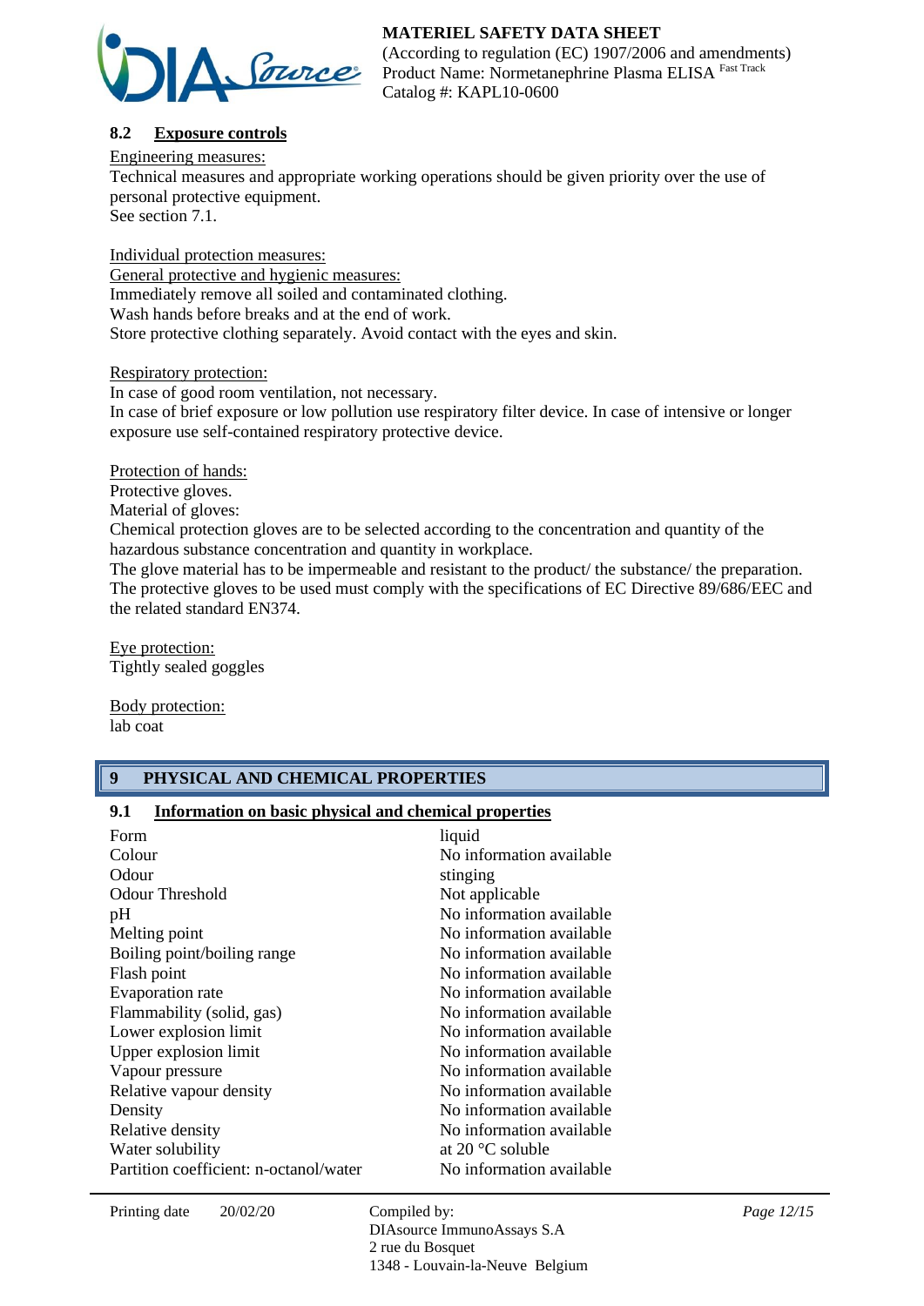### 8.2 Exposure controls

Engineering measures:
Technical measures and appropriate working operations should be given priority over the use of personal protective equipment.
See section 7.1.

Individual protection measures:
General protective and hygienic measures:
Immediately remove all soiled and contaminated clothing.
Wash hands before breaks and at the end of work.
Store protective clothing separately. Avoid contact with the eyes and skin.

Respiratory protection:
In case of good room ventilation, not necessary.
In case of brief exposure or low pollution use respiratory filter device. In case of intensive or longer exposure use self-contained respiratory protective device.

Protection of hands:
Protective gloves.
Material of gloves:
Chemical protection gloves are to be selected according to the concentration and quantity of the hazardous substance concentration and quantity in workplace.
The glove material has to be impermeable and resistant to the product/ the substance/ the preparation.
The protective gloves to be used must comply with the specifications of EC Directive 89/686/EEC and the related standard EN374.

Eye protection:
Tightly sealed goggles

Body protection:
lab coat

## 9 PHYSICAL AND CHEMICAL PROPERTIES

### 9.1 Information on basic physical and chemical properties

| | |
|---|---|
| Form | liquid |
| Colour | No information available |
| Odour | stinging |
| Odour Threshold | Not applicable |
| pH | No information available |
| Melting point | No information available |
| Boiling point/boiling range | No information available |
| Flash point | No information available |
| Evaporation rate | No information available |
| Flammability (solid, gas) | No information available |
| Lower explosion limit | No information available |
| Upper explosion limit | No information available |
| Vapour pressure | No information available |
| Relative vapour density | No information available |
| Density | No information available |
| Relative density | No information available |
| Water solubility | at 20 °C soluble |
| Partition coefficient: n-octanol/water | No information available |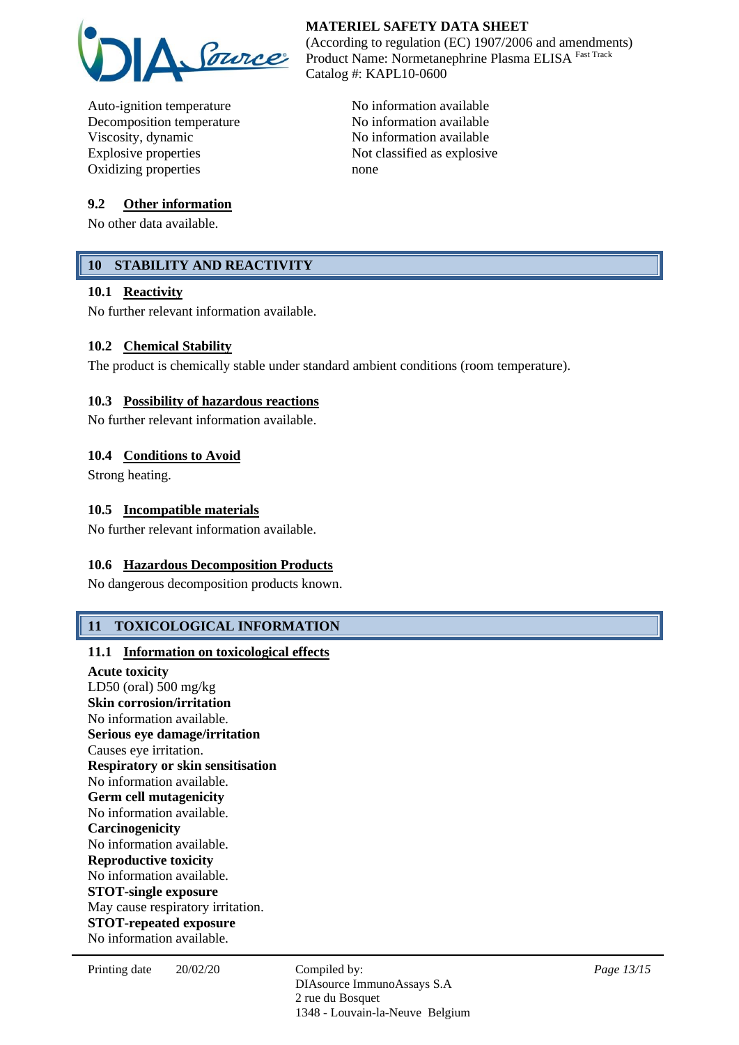| | |
|---|---|
| Auto-ignition temperature | No information available |
| Decomposition temperature | No information available |
| Viscosity, dynamic | No information available |
| Explosive properties | Not classified as explosive |
| Oxidizing properties | none |

### 9.2 Other information

No other data available.

## 10 STABILITY AND REACTIVITY

### 10.1 Reactivity

No further relevant information available.

### 10.2 Chemical Stability

The product is chemically stable under standard ambient conditions (room temperature).

### 10.3 Possibility of hazardous reactions

No further relevant information available.

### 10.4 Conditions to Avoid

Strong heating.

### 10.5 Incompatible materials

No further relevant information available.

### 10.6 Hazardous Decomposition Products

No dangerous decomposition products known.

## 11 TOXICOLOGICAL INFORMATION

### 11.1 Information on toxicological effects

**Acute toxicity**
LD50 (oral) 500 mg/kg
**Skin corrosion/irritation**
No information available.
**Serious eye damage/irritation**
Causes eye irritation.
**Respiratory or skin sensitisation**
No information available.
**Germ cell mutagenicity**
No information available.
**Carcinogenicity**
No information available.
**Reproductive toxicity**
No information available.
**STOT-single exposure**
May cause respiratory irritation.
**STOT-repeated exposure**
No information available.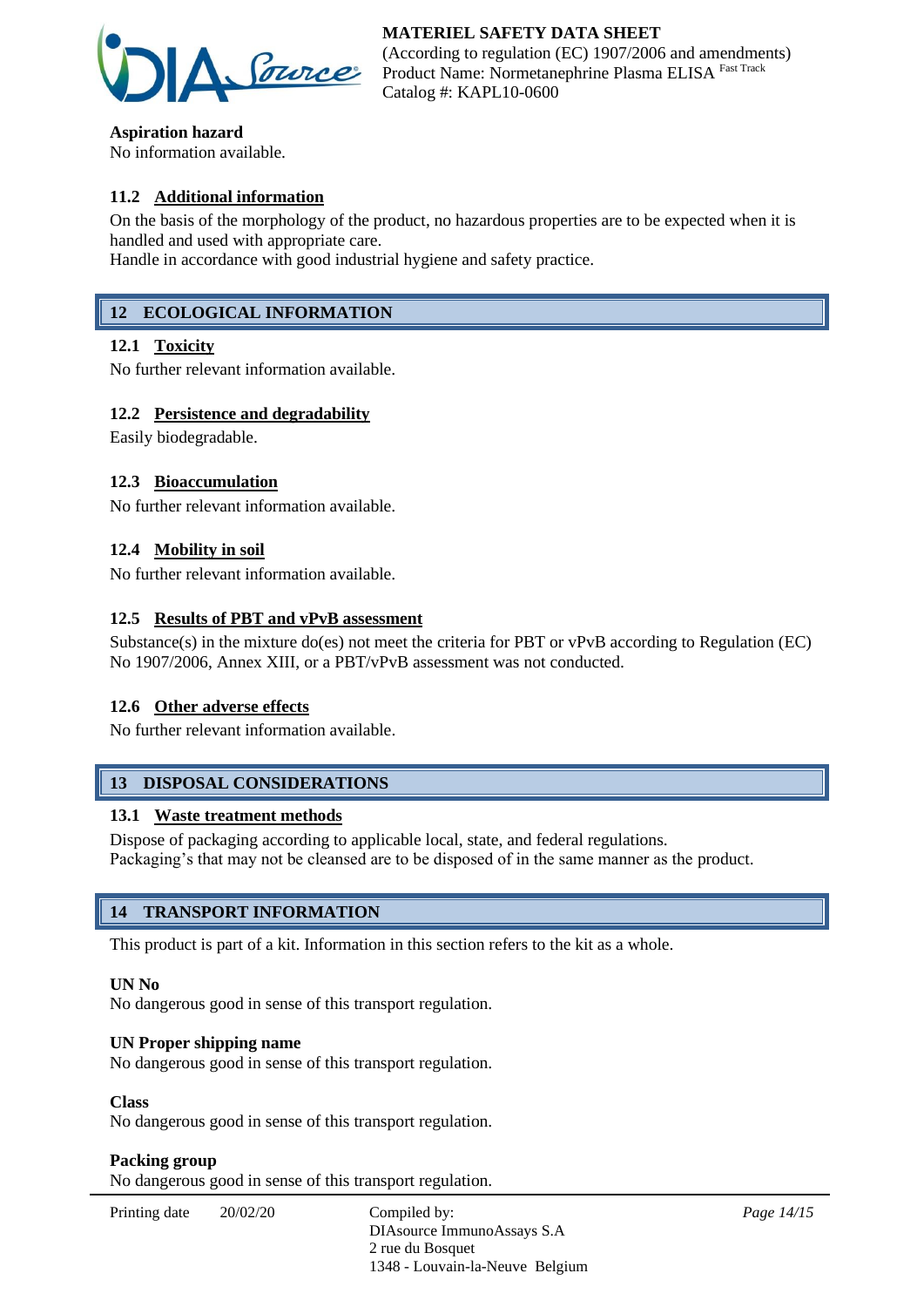**Aspiration hazard**
No information available.

### 11.2 Additional information

On the basis of the morphology of the product, no hazardous properties are to be expected when it is handled and used with appropriate care.
Handle in accordance with good industrial hygiene and safety practice.

## 12 ECOLOGICAL INFORMATION

### 12.1 Toxicity

No further relevant information available.

### 12.2 Persistence and degradability

Easily biodegradable.

### 12.3 Bioaccumulation

No further relevant information available.

### 12.4 Mobility in soil

No further relevant information available.

### 12.5 Results of PBT and vPvB assessment

Substance(s) in the mixture do(es) not meet the criteria for PBT or vPvB according to Regulation (EC) No 1907/2006, Annex XIII, or a PBT/vPvB assessment was not conducted.

### 12.6 Other adverse effects

No further relevant information available.

## 13 DISPOSAL CONSIDERATIONS

### 13.1 Waste treatment methods

Dispose of packaging according to applicable local, state, and federal regulations.
Packaging's that may not be cleansed are to be disposed of in the same manner as the product.

## 14 TRANSPORT INFORMATION

This product is part of a kit. Information in this section refers to the kit as a whole.

**UN No**
No dangerous good in sense of this transport regulation.

**UN Proper shipping name**
No dangerous good in sense of this transport regulation.

**Class**
No dangerous good in sense of this transport regulation.

**Packing group**
No dangerous good in sense of this transport regulation.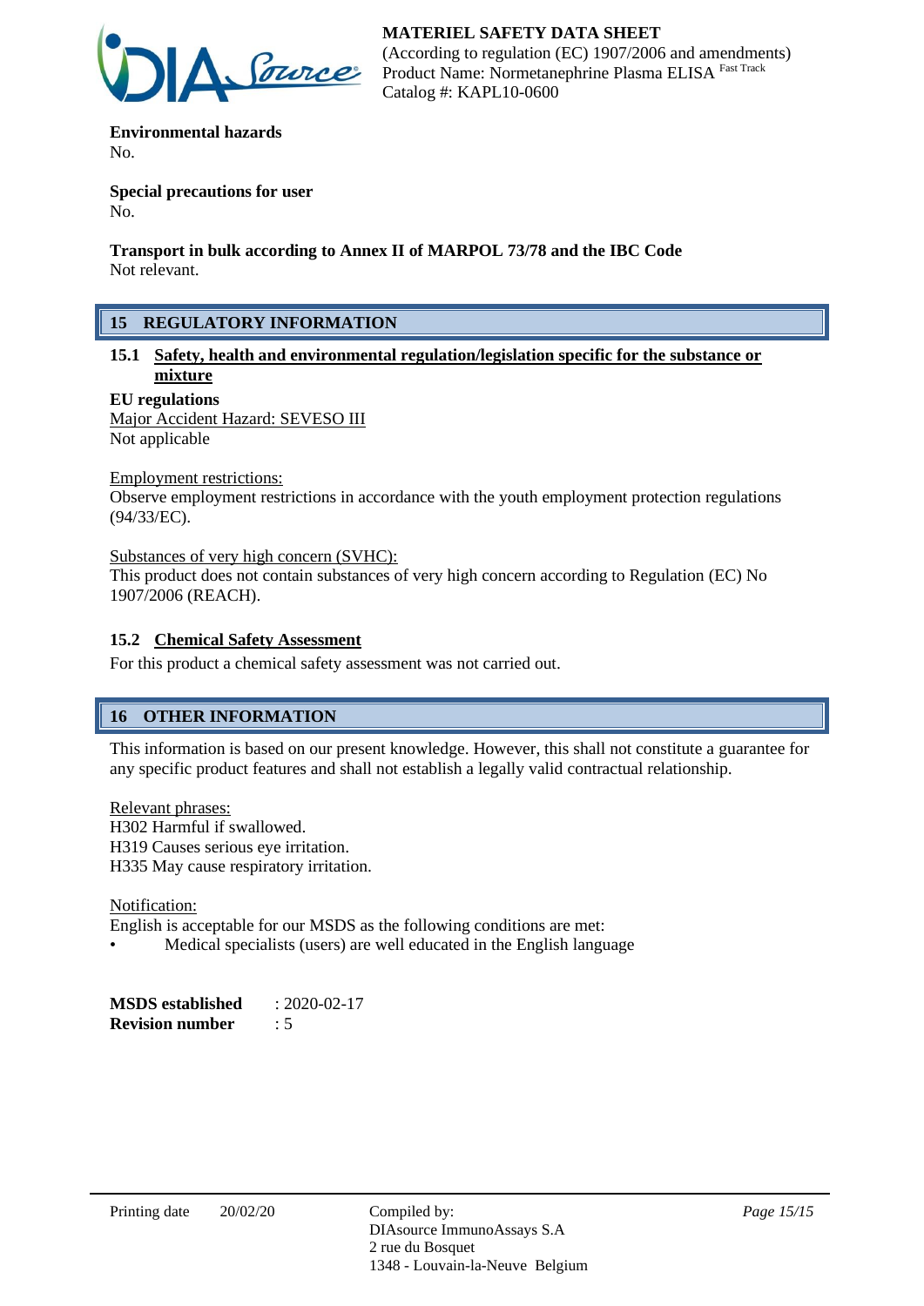**Environmental hazards**
No.

**Special precautions for user**
No.

**Transport in bulk according to Annex II of MARPOL 73/78 and the IBC Code**
Not relevant.

## 15 REGULATORY INFORMATION

### 15.1 Safety, health and environmental regulation/legislation specific for the substance or mixture

**EU regulations**
Major Accident Hazard: SEVESO III
Not applicable

Employment restrictions:
Observe employment restrictions in accordance with the youth employment protection regulations (94/33/EC).

Substances of very high concern (SVHC):
This product does not contain substances of very high concern according to Regulation (EC) No 1907/2006 (REACH).

### 15.2 Chemical Safety Assessment

For this product a chemical safety assessment was not carried out.

## 16 OTHER INFORMATION

This information is based on our present knowledge. However, this shall not constitute a guarantee for any specific product features and shall not establish a legally valid contractual relationship.

Relevant phrases:
H302 Harmful if swallowed.
H319 Causes serious eye irritation.
H335 May cause respiratory irritation.

Notification:
English is acceptable for our MSDS as the following conditions are met:
- Medical specialists (users) are well educated in the English language

**MSDS established** : 2020-02-17
**Revision number** : 5